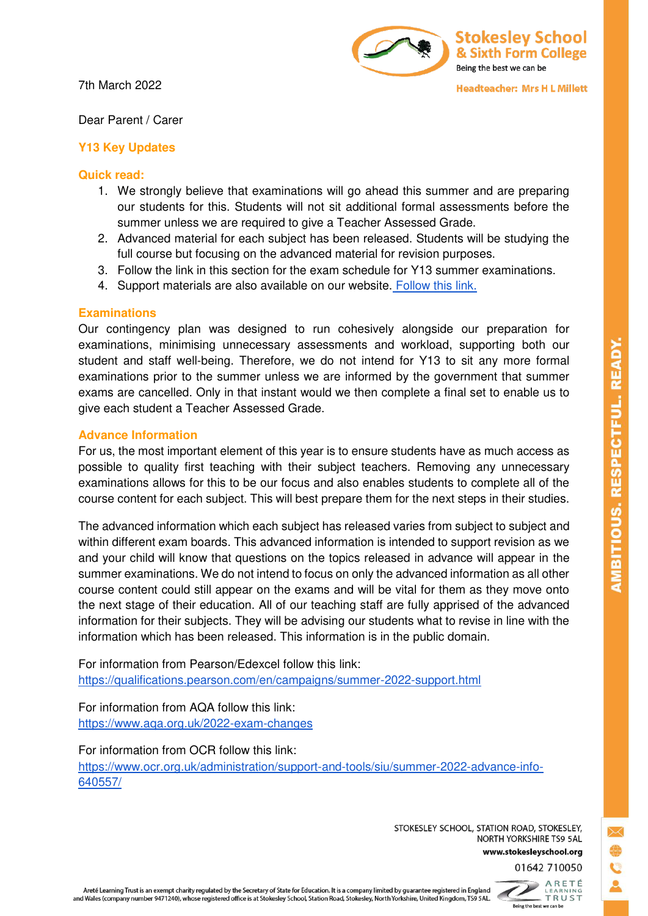Stokesley School & Sixth Form College
Being the best we can be

Headteacher: Mrs H L Millett

7th March 2022

Dear Parent / Carer

## Y13 Key Updates

### Quick read:

1. We strongly believe that examinations will go ahead this summer and are preparing our students for this. Students will not sit additional formal assessments before the summer unless we are required to give a Teacher Assessed Grade.
2. Advanced material for each subject has been released. Students will be studying the full course but focusing on the advanced material for revision purposes.
3. Follow the link in this section for the exam schedule for Y13 summer examinations.
4. Support materials are also available on our website. Follow this link.

### Examinations

Our contingency plan was designed to run cohesively alongside our preparation for examinations, minimising unnecessary assessments and workload, supporting both our student and staff well-being. Therefore, we do not intend for Y13 to sit any more formal examinations prior to the summer unless we are informed by the government that summer exams are cancelled. Only in that instant would we then complete a final set to enable us to give each student a Teacher Assessed Grade.

### Advance Information

For us, the most important element of this year is to ensure students have as much access as possible to quality first teaching with their subject teachers. Removing any unnecessary examinations allows for this to be our focus and also enables students to complete all of the course content for each subject. This will best prepare them for the next steps in their studies.

The advanced information which each subject has released varies from subject to subject and within different exam boards. This advanced information is intended to support revision as we and your child will know that questions on the topics released in advance will appear in the summer examinations. We do not intend to focus on only the advanced information as all other course content could still appear on the exams and will be vital for them as they move onto the next stage of their education. All of our teaching staff are fully apprised of the advanced information for their subjects. They will be advising our students what to revise in line with the information which has been released. This information is in the public domain.

For information from Pearson/Edexcel follow this link:
https://qualifications.pearson.com/en/campaigns/summer-2022-support.html

For information from AQA follow this link:
https://www.aqa.org.uk/2022-exam-changes

For information from OCR follow this link:
https://www.ocr.org.uk/administration/support-and-tools/siu/summer-2022-advance-info-640557/

AMBITIOUS. RESPECTFUL. READY.

STOKESLEY SCHOOL, STATION ROAD, STOKESLEY, NORTH YORKSHIRE TS9 5AL
www.stokesleyschool.org
01642 710050

Areté Learning Trust is an exempt charity regulated by the Secretary of State for Education. It is a company limited by guarantee registered in England and Wales (company number 9471240), whose registered office is at Stokesley School, Station Road, Stokesley, North Yorkshire, United Kingdom, TS9 5AL.

ARETÉ LEARNING TRUST
Being the best we can be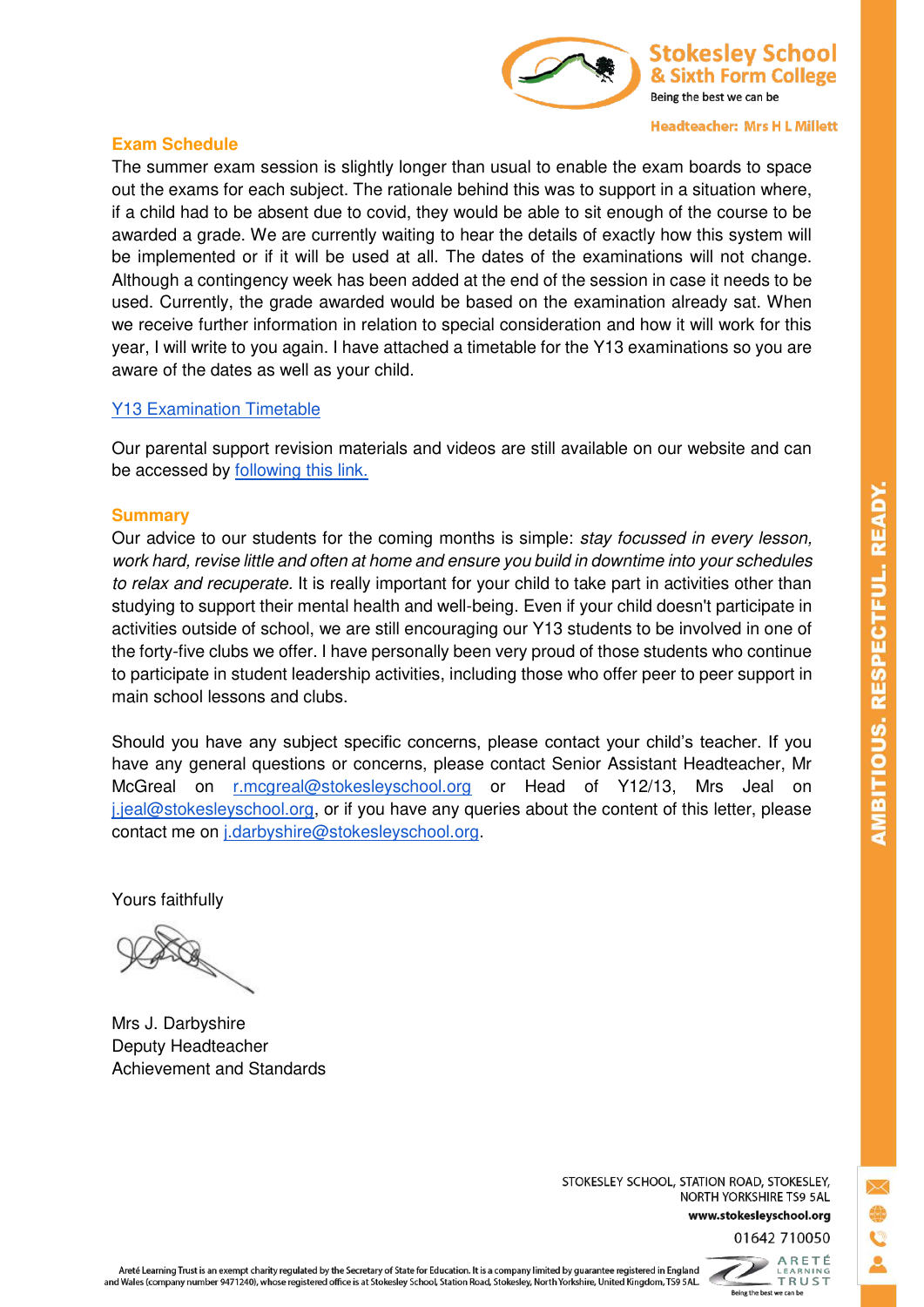## Exam Schedule

The summer exam session is slightly longer than usual to enable the exam boards to space out the exams for each subject. The rationale behind this was to support in a situation where, if a child had to be absent due to covid, they would be able to sit enough of the course to be awarded a grade. We are currently waiting to hear the details of exactly how this system will be implemented or if it will be used at all. The dates of the examinations will not change. Although a contingency week has been added at the end of the session in case it needs to be used. Currently, the grade awarded would be based on the examination already sat. When we receive further information in relation to special consideration and how it will work for this year, I will write to you again. I have attached a timetable for the Y13 examinations so you are aware of the dates as well as your child.

Y13 Examination Timetable

Our parental support revision materials and videos are still available on our website and can be accessed by following this link.

## Summary

Our advice to our students for the coming months is simple: *stay focussed in every lesson, work hard, revise little and often at home and ensure you build in downtime into your schedules to relax and recuperate.* It is really important for your child to take part in activities other than studying to support their mental health and well-being. Even if your child doesn't participate in activities outside of school, we are still encouraging our Y13 students to be involved in one of the forty-five clubs we offer. I have personally been very proud of those students who continue to participate in student leadership activities, including those who offer peer to peer support in main school lessons and clubs.

Should you have any subject specific concerns, please contact your child's teacher. If you have any general questions or concerns, please contact Senior Assistant Headteacher, Mr McGreal on r.mcgreal@stokesleyschool.org or Head of Y12/13, Mrs Jeal on j.jeal@stokesleyschool.org, or if you have any queries about the content of this letter, please contact me on j.darbyshire@stokesleyschool.org.

Yours faithfully

Mrs J. Darbyshire
Deputy Headteacher
Achievement and Standards